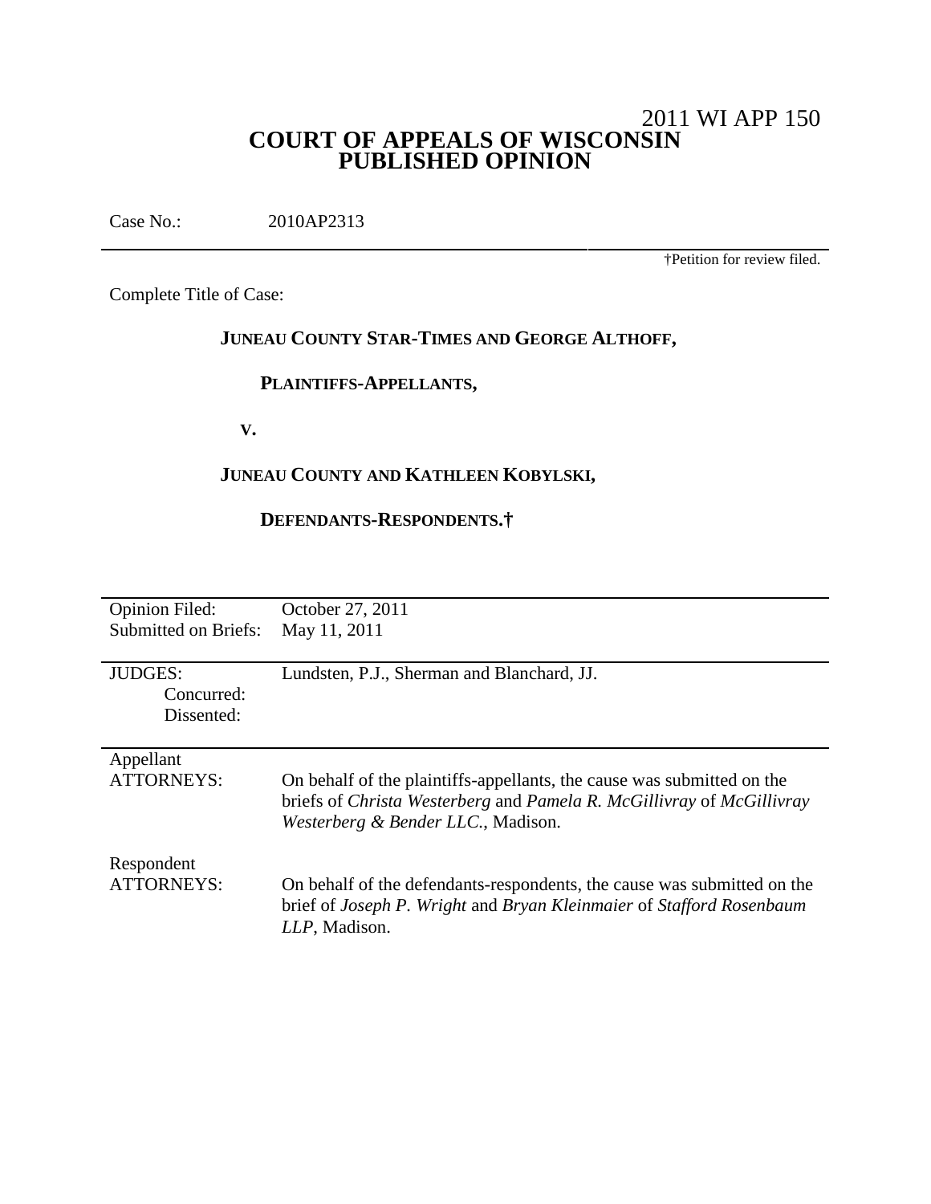2011 WI APP 150

# COURT OF APPEALS OF WISCONSIN
# PUBLISHED OPINION

Case No.: 2010AP2313

†Petition for review filed.

Complete Title of Case:

**JUNEAU COUNTY STAR-TIMES AND GEORGE ALTHOFF,**

**PLAINTIFFS-APPELLANTS,**

**V.**

**JUNEAU COUNTY AND KATHLEEN KOBYLSKI,**

**DEFENDANTS-RESPONDENTS.†**

| | |
|---|---|
| Opinion Filed: | October 27, 2011 |
| Submitted on Briefs: | May 11, 2011 |
| | |
| JUDGES: | Lundsten, P.J., Sherman and Blanchard, JJ. |
| Concurred: | |
| Dissented: | |
| | |
| Appellant ATTORNEYS: | On behalf of the plaintiffs-appellants, the cause was submitted on the briefs of *Christa Westerberg* and *Pamela R. McGillivray* of *McGillivray Westerberg & Bender LLC.*, Madison. |
| | |
| Respondent ATTORNEYS: | On behalf of the defendants-respondents, the cause was submitted on the brief of *Joseph P. Wright* and *Bryan Kleinmaier* of *Stafford Rosenbaum LLP*, Madison. |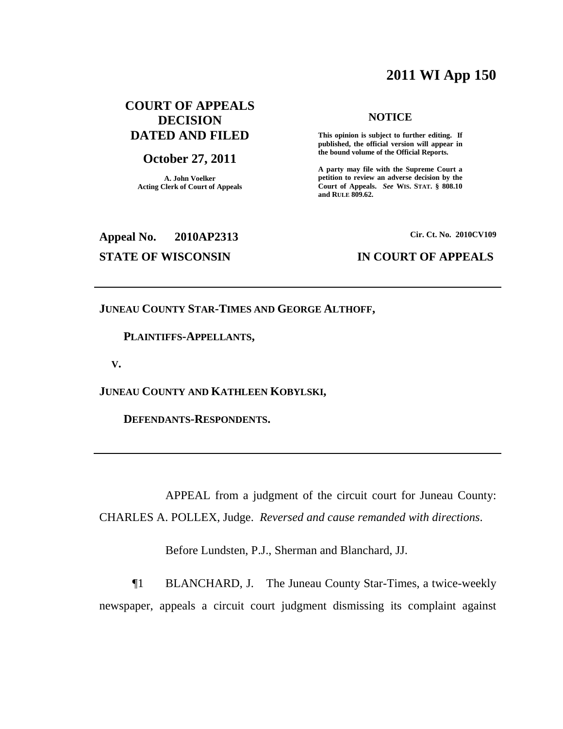**2011 WI App 150**

**COURT OF APPEALS DECISION DATED AND FILED**

**October 27, 2011**

**A. John Voelker**
**Acting Clerk of Court of Appeals**

**NOTICE**

**This opinion is subject to further editing. If published, the official version will appear in the bound volume of the Official Reports.**

**A party may file with the Supreme Court a petition to review an adverse decision by the Court of Appeals.** ***See*** **WIS. STAT. § 808.10 and RULE 809.62.**

**Appeal No. 2010AP2313** **Cir. Ct. No. 2010CV109**

**STATE OF WISCONSIN** **IN COURT OF APPEALS**

---

**JUNEAU COUNTY STAR-TIMES AND GEORGE ALTHOFF,**

**PLAINTIFFS-APPELLANTS,**

**V.**

**JUNEAU COUNTY AND KATHLEEN KOBYLSKI,**

**DEFENDANTS-RESPONDENTS.**

---

APPEAL from a judgment of the circuit court for Juneau County: CHARLES A. POLLEX, Judge. *Reversed and cause remanded with directions*.

Before Lundsten, P.J., Sherman and Blanchard, JJ.

¶1 BLANCHARD, J. The Juneau County Star-Times, a twice-weekly newspaper, appeals a circuit court judgment dismissing its complaint against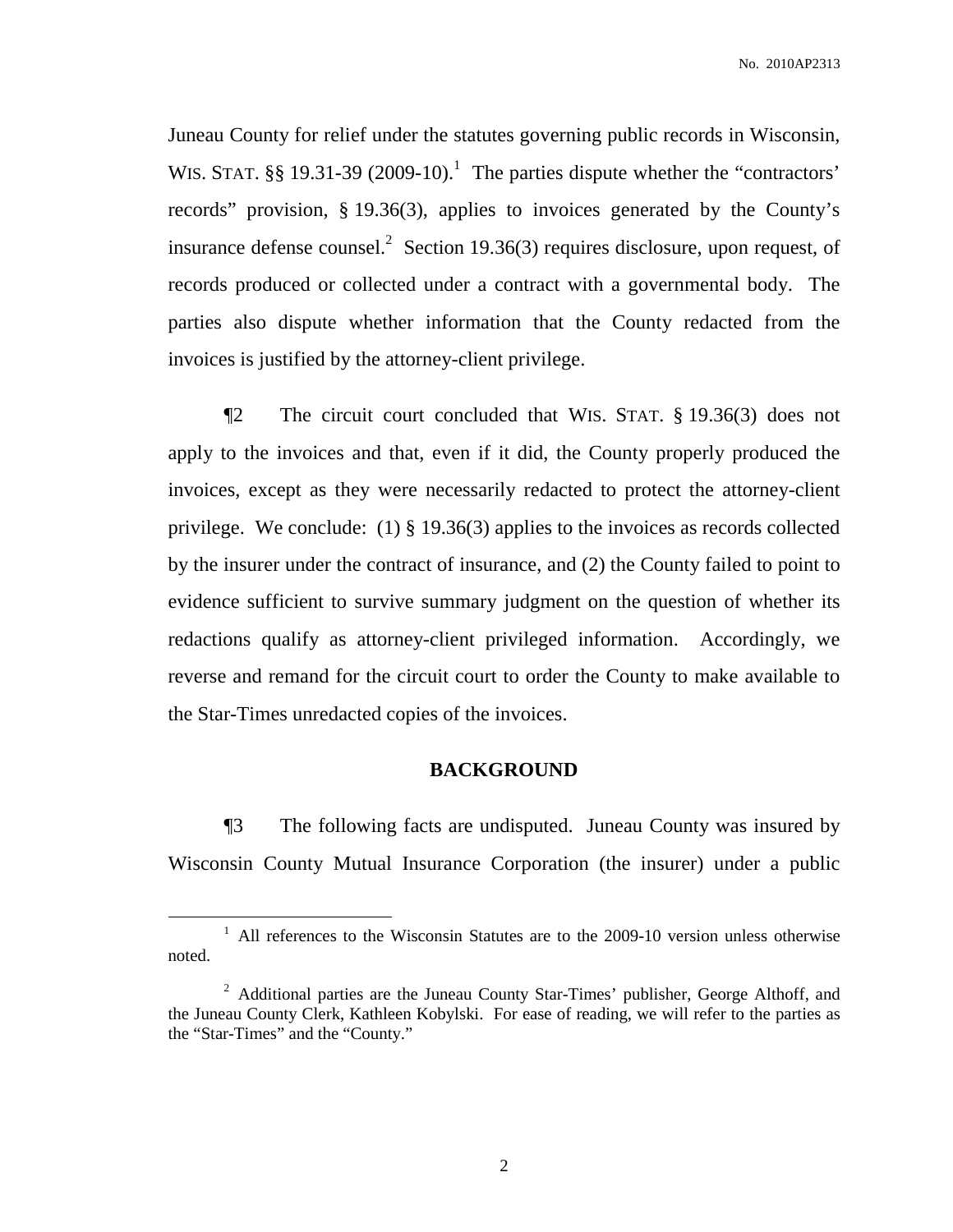Juneau County for relief under the statutes governing public records in Wisconsin, WIS. STAT. §§ 19.31-39 (2009-10).[1] The parties dispute whether the "contractors' records" provision, § 19.36(3), applies to invoices generated by the County's insurance defense counsel.[2] Section 19.36(3) requires disclosure, upon request, of records produced or collected under a contract with a governmental body. The parties also dispute whether information that the County redacted from the invoices is justified by the attorney-client privilege.

¶2 The circuit court concluded that WIS. STAT. § 19.36(3) does not apply to the invoices and that, even if it did, the County properly produced the invoices, except as they were necessarily redacted to protect the attorney-client privilege. We conclude: (1) § 19.36(3) applies to the invoices as records collected by the insurer under the contract of insurance, and (2) the County failed to point to evidence sufficient to survive summary judgment on the question of whether its redactions qualify as attorney-client privileged information. Accordingly, we reverse and remand for the circuit court to order the County to make available to the Star-Times unredacted copies of the invoices.

## BACKGROUND

¶3 The following facts are undisputed. Juneau County was insured by Wisconsin County Mutual Insurance Corporation (the insurer) under a public

---

[1] All references to the Wisconsin Statutes are to the 2009-10 version unless otherwise noted.

[2] Additional parties are the Juneau County Star-Times' publisher, George Althoff, and the Juneau County Clerk, Kathleen Kobylski. For ease of reading, we will refer to the parties as the "Star-Times" and the "County."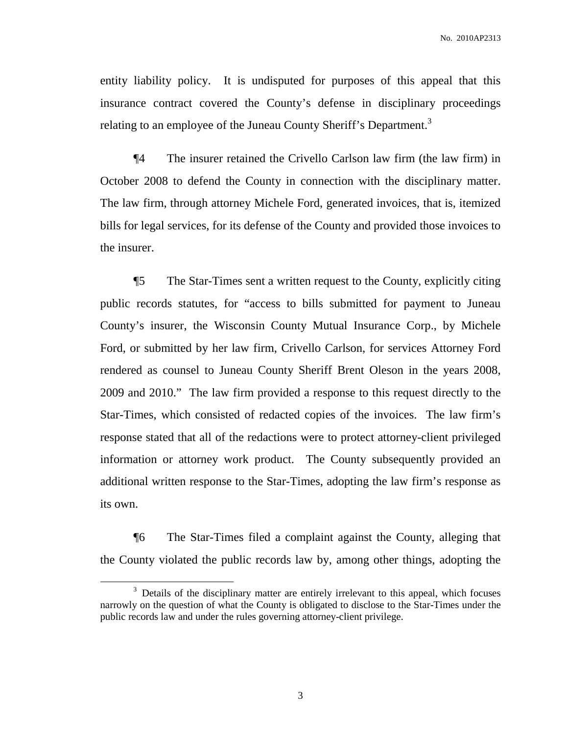entity liability policy. It is undisputed for purposes of this appeal that this insurance contract covered the County's defense in disciplinary proceedings relating to an employee of the Juneau County Sheriff's Department.[3]

¶4 The insurer retained the Crivello Carlson law firm (the law firm) in October 2008 to defend the County in connection with the disciplinary matter. The law firm, through attorney Michele Ford, generated invoices, that is, itemized bills for legal services, for its defense of the County and provided those invoices to the insurer.

¶5 The Star-Times sent a written request to the County, explicitly citing public records statutes, for "access to bills submitted for payment to Juneau County's insurer, the Wisconsin County Mutual Insurance Corp., by Michele Ford, or submitted by her law firm, Crivello Carlson, for services Attorney Ford rendered as counsel to Juneau County Sheriff Brent Oleson in the years 2008, 2009 and 2010." The law firm provided a response to this request directly to the Star-Times, which consisted of redacted copies of the invoices. The law firm's response stated that all of the redactions were to protect attorney-client privileged information or attorney work product. The County subsequently provided an additional written response to the Star-Times, adopting the law firm's response as its own.

¶6 The Star-Times filed a complaint against the County, alleging that the County violated the public records law by, among other things, adopting the

[3] Details of the disciplinary matter are entirely irrelevant to this appeal, which focuses narrowly on the question of what the County is obligated to disclose to the Star-Times under the public records law and under the rules governing attorney-client privilege.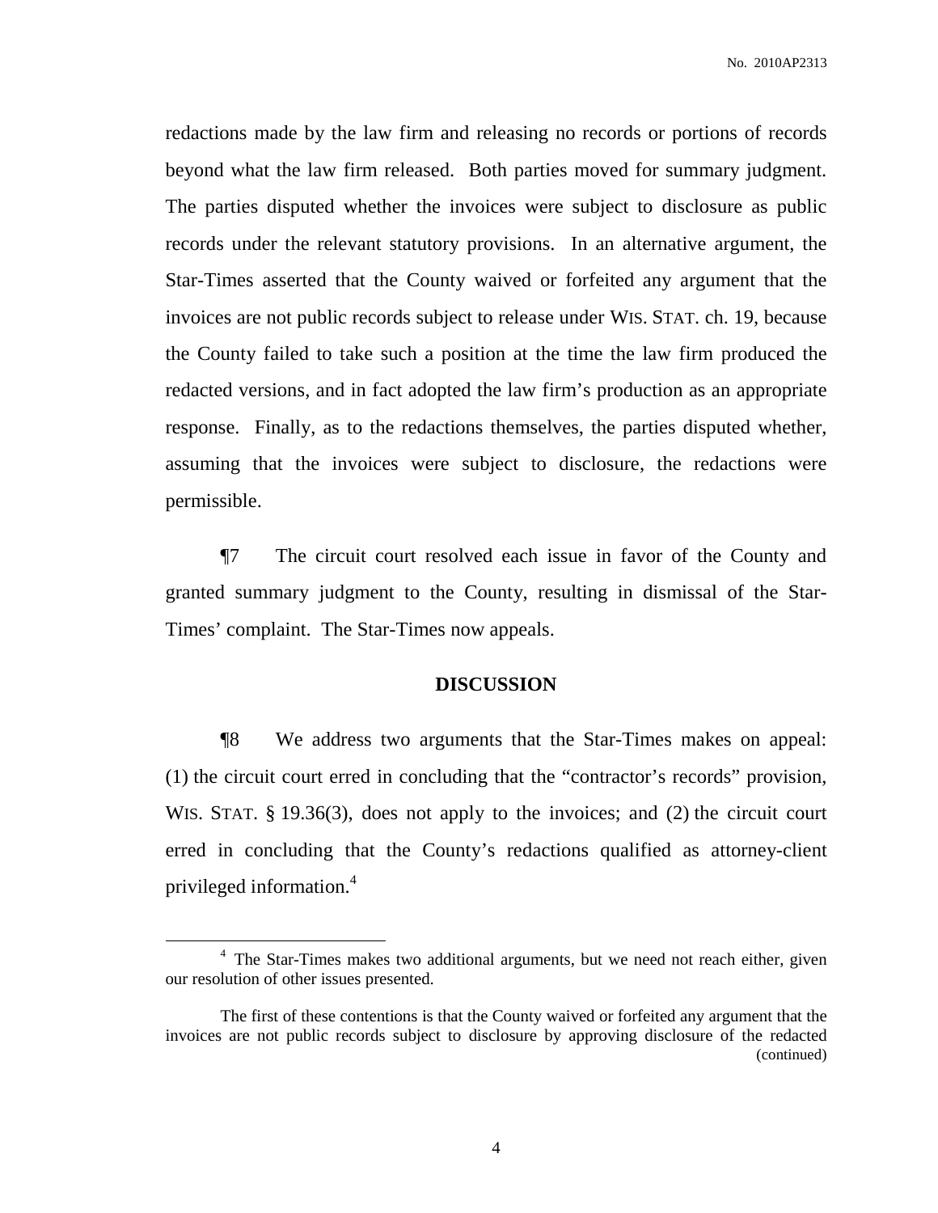redactions made by the law firm and releasing no records or portions of records beyond what the law firm released. Both parties moved for summary judgment. The parties disputed whether the invoices were subject to disclosure as public records under the relevant statutory provisions. In an alternative argument, the Star-Times asserted that the County waived or forfeited any argument that the invoices are not public records subject to release under WIS. STAT. ch. 19, because the County failed to take such a position at the time the law firm produced the redacted versions, and in fact adopted the law firm's production as an appropriate response. Finally, as to the redactions themselves, the parties disputed whether, assuming that the invoices were subject to disclosure, the redactions were permissible.

¶7 The circuit court resolved each issue in favor of the County and granted summary judgment to the County, resulting in dismissal of the Star-Times' complaint. The Star-Times now appeals.

## DISCUSSION

¶8 We address two arguments that the Star-Times makes on appeal: (1) the circuit court erred in concluding that the "contractor's records" provision, WIS. STAT. § 19.36(3), does not apply to the invoices; and (2) the circuit court erred in concluding that the County's redactions qualified as attorney-client privileged information.[4]

---

[4] The Star-Times makes two additional arguments, but we need not reach either, given our resolution of other issues presented.

The first of these contentions is that the County waived or forfeited any argument that the invoices are not public records subject to disclosure by approving disclosure of the redacted (continued)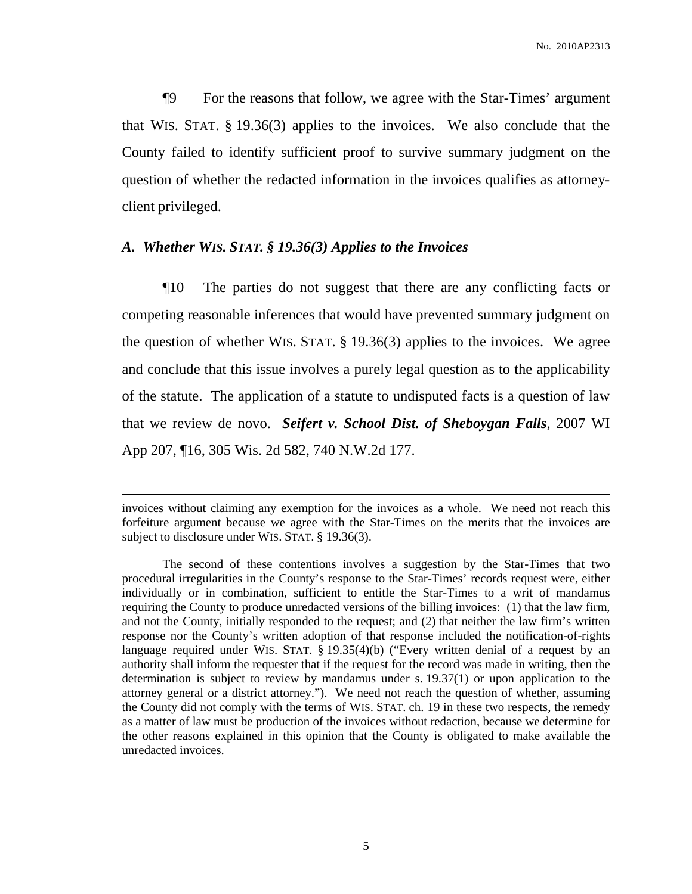¶9 For the reasons that follow, we agree with the Star-Times' argument that WIS. STAT. § 19.36(3) applies to the invoices. We also conclude that the County failed to identify sufficient proof to survive summary judgment on the question of whether the redacted information in the invoices qualifies as attorney-client privileged.

### *A. Whether WIS. STAT. § 19.36(3) Applies to the Invoices*

¶10 The parties do not suggest that there are any conflicting facts or competing reasonable inferences that would have prevented summary judgment on the question of whether WIS. STAT. § 19.36(3) applies to the invoices. We agree and conclude that this issue involves a purely legal question as to the applicability of the statute. The application of a statute to undisputed facts is a question of law that we review de novo. ***Seifert v. School Dist. of Sheboygan Falls***, 2007 WI App 207, ¶16, 305 Wis. 2d 582, 740 N.W.2d 177.

---

invoices without claiming any exemption for the invoices as a whole. We need not reach this forfeiture argument because we agree with the Star-Times on the merits that the invoices are subject to disclosure under WIS. STAT. § 19.36(3).

The second of these contentions involves a suggestion by the Star-Times that two procedural irregularities in the County's response to the Star-Times' records request were, either individually or in combination, sufficient to entitle the Star-Times to a writ of mandamus requiring the County to produce unredacted versions of the billing invoices: (1) that the law firm, and not the County, initially responded to the request; and (2) that neither the law firm's written response nor the County's written adoption of that response included the notification-of-rights language required under WIS. STAT. § 19.35(4)(b) ("Every written denial of a request by an authority shall inform the requester that if the request for the record was made in writing, then the determination is subject to review by mandamus under s. 19.37(1) or upon application to the attorney general or a district attorney."). We need not reach the question of whether, assuming the County did not comply with the terms of WIS. STAT. ch. 19 in these two respects, the remedy as a matter of law must be production of the invoices without redaction, because we determine for the other reasons explained in this opinion that the County is obligated to make available the unredacted invoices.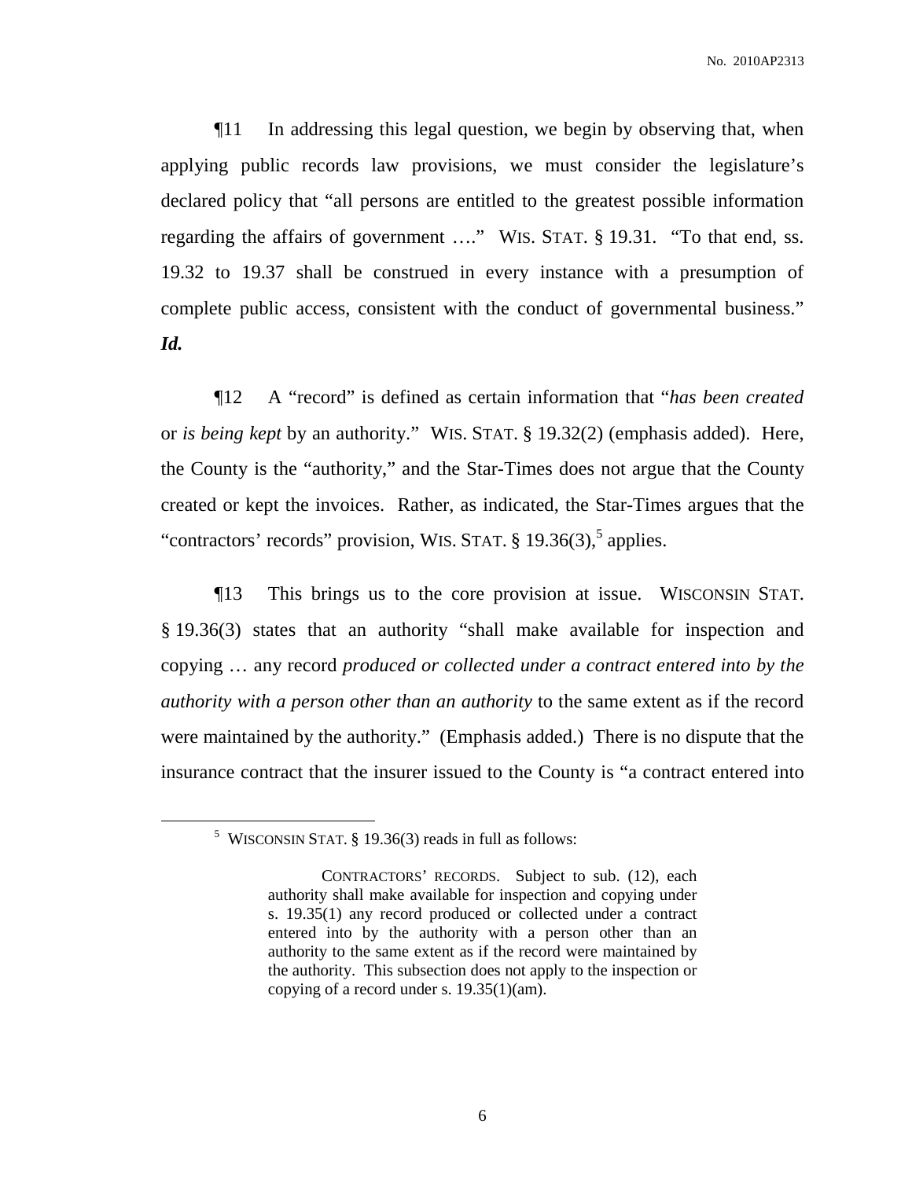¶11 In addressing this legal question, we begin by observing that, when applying public records law provisions, we must consider the legislature's declared policy that "all persons are entitled to the greatest possible information regarding the affairs of government …." WIS. STAT. § 19.31. "To that end, ss. 19.32 to 19.37 shall be construed in every instance with a presumption of complete public access, consistent with the conduct of governmental business." ***Id.***

¶12 A "record" is defined as certain information that "*has been created* or *is being kept* by an authority." WIS. STAT. § 19.32(2) (emphasis added). Here, the County is the "authority," and the Star-Times does not argue that the County created or kept the invoices. Rather, as indicated, the Star-Times argues that the "contractors' records" provision, WIS. STAT. § 19.36(3),[5] applies.

¶13 This brings us to the core provision at issue. WISCONSIN STAT. § 19.36(3) states that an authority "shall make available for inspection and copying … any record *produced or collected under a contract entered into by the authority with a person other than an authority* to the same extent as if the record were maintained by the authority." (Emphasis added.) There is no dispute that the insurance contract that the insurer issued to the County is "a contract entered into

[5] WISCONSIN STAT. § 19.36(3) reads in full as follows:

> CONTRACTORS' RECORDS. Subject to sub. (12), each authority shall make available for inspection and copying under s. 19.35(1) any record produced or collected under a contract entered into by the authority with a person other than an authority to the same extent as if the record were maintained by the authority. This subsection does not apply to the inspection or copying of a record under s. 19.35(1)(am).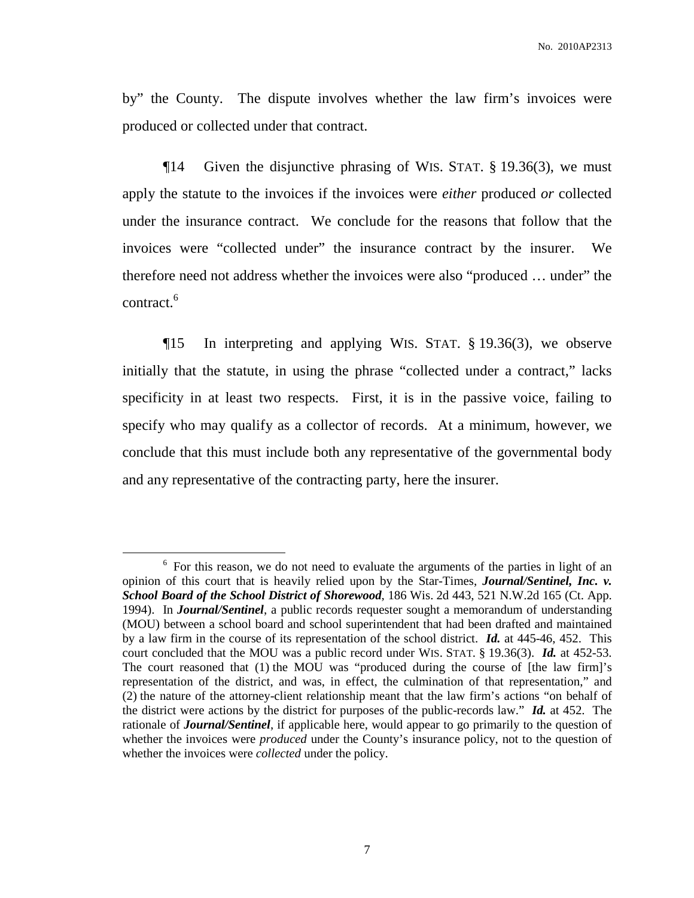by" the County. The dispute involves whether the law firm's invoices were produced or collected under that contract.

¶14 Given the disjunctive phrasing of WIS. STAT. § 19.36(3), we must apply the statute to the invoices if the invoices were *either* produced *or* collected under the insurance contract. We conclude for the reasons that follow that the invoices were "collected under" the insurance contract by the insurer. We therefore need not address whether the invoices were also "produced … under" the contract.[6]

¶15 In interpreting and applying WIS. STAT. § 19.36(3), we observe initially that the statute, in using the phrase "collected under a contract," lacks specificity in at least two respects. First, it is in the passive voice, failing to specify who may qualify as a collector of records. At a minimum, however, we conclude that this must include both any representative of the governmental body and any representative of the contracting party, here the insurer.

---

[6] For this reason, we do not need to evaluate the arguments of the parties in light of an opinion of this court that is heavily relied upon by the Star-Times, ***Journal/Sentinel, Inc. v. School Board of the School District of Shorewood***, 186 Wis. 2d 443, 521 N.W.2d 165 (Ct. App. 1994). In ***Journal/Sentinel***, a public records requester sought a memorandum of understanding (MOU) between a school board and school superintendent that had been drafted and maintained by a law firm in the course of its representation of the school district. ***Id.*** at 445-46, 452. This court concluded that the MOU was a public record under WIS. STAT. § 19.36(3). ***Id.*** at 452-53. The court reasoned that (1) the MOU was "produced during the course of [the law firm]'s representation of the district, and was, in effect, the culmination of that representation," and (2) the nature of the attorney-client relationship meant that the law firm's actions "on behalf of the district were actions by the district for purposes of the public-records law." ***Id.*** at 452. The rationale of ***Journal/Sentinel***, if applicable here, would appear to go primarily to the question of whether the invoices were *produced* under the County's insurance policy, not to the question of whether the invoices were *collected* under the policy.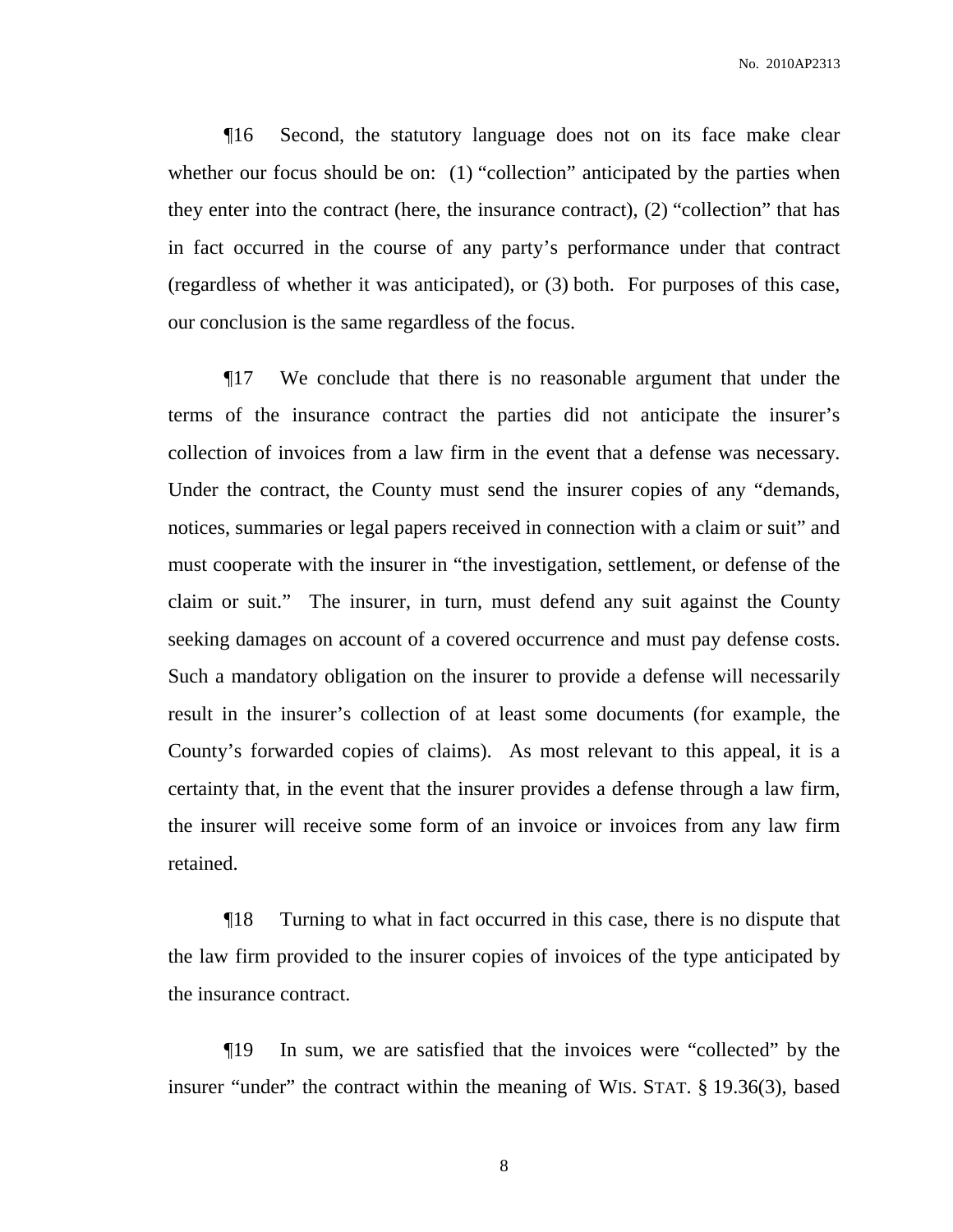¶16 Second, the statutory language does not on its face make clear whether our focus should be on: (1) "collection" anticipated by the parties when they enter into the contract (here, the insurance contract), (2) "collection" that has in fact occurred in the course of any party's performance under that contract (regardless of whether it was anticipated), or (3) both. For purposes of this case, our conclusion is the same regardless of the focus.

¶17 We conclude that there is no reasonable argument that under the terms of the insurance contract the parties did not anticipate the insurer's collection of invoices from a law firm in the event that a defense was necessary. Under the contract, the County must send the insurer copies of any "demands, notices, summaries or legal papers received in connection with a claim or suit" and must cooperate with the insurer in "the investigation, settlement, or defense of the claim or suit." The insurer, in turn, must defend any suit against the County seeking damages on account of a covered occurrence and must pay defense costs. Such a mandatory obligation on the insurer to provide a defense will necessarily result in the insurer's collection of at least some documents (for example, the County's forwarded copies of claims). As most relevant to this appeal, it is a certainty that, in the event that the insurer provides a defense through a law firm, the insurer will receive some form of an invoice or invoices from any law firm retained.

¶18 Turning to what in fact occurred in this case, there is no dispute that the law firm provided to the insurer copies of invoices of the type anticipated by the insurance contract.

¶19 In sum, we are satisfied that the invoices were "collected" by the insurer "under" the contract within the meaning of WIS. STAT. § 19.36(3), based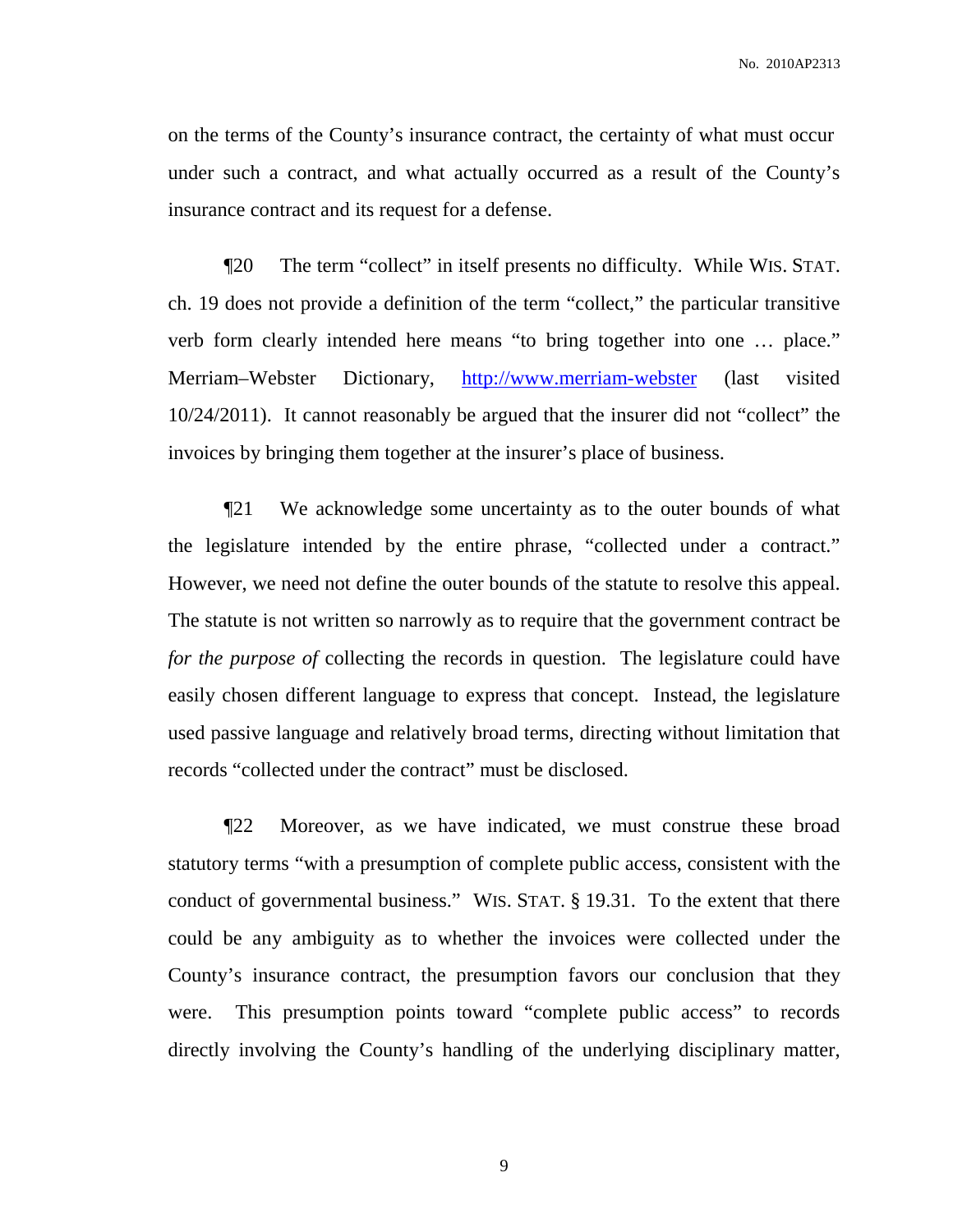on the terms of the County's insurance contract, the certainty of what must occur under such a contract, and what actually occurred as a result of the County's insurance contract and its request for a defense.

¶20 The term "collect" in itself presents no difficulty. While WIS. STAT. ch. 19 does not provide a definition of the term "collect," the particular transitive verb form clearly intended here means "to bring together into one … place." Merriam–Webster Dictionary, http://www.merriam-webster (last visited 10/24/2011). It cannot reasonably be argued that the insurer did not "collect" the invoices by bringing them together at the insurer's place of business.

¶21 We acknowledge some uncertainty as to the outer bounds of what the legislature intended by the entire phrase, "collected under a contract." However, we need not define the outer bounds of the statute to resolve this appeal. The statute is not written so narrowly as to require that the government contract be *for the purpose of* collecting the records in question. The legislature could have easily chosen different language to express that concept. Instead, the legislature used passive language and relatively broad terms, directing without limitation that records "collected under the contract" must be disclosed.

¶22 Moreover, as we have indicated, we must construe these broad statutory terms "with a presumption of complete public access, consistent with the conduct of governmental business." WIS. STAT. § 19.31. To the extent that there could be any ambiguity as to whether the invoices were collected under the County's insurance contract, the presumption favors our conclusion that they were. This presumption points toward "complete public access" to records directly involving the County's handling of the underlying disciplinary matter,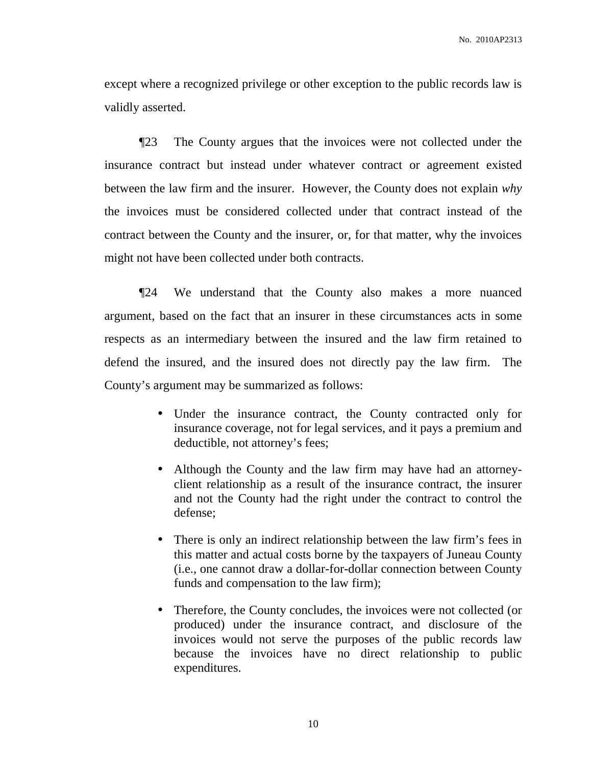except where a recognized privilege or other exception to the public records law is validly asserted.

¶23 The County argues that the invoices were not collected under the insurance contract but instead under whatever contract or agreement existed between the law firm and the insurer. However, the County does not explain *why* the invoices must be considered collected under that contract instead of the contract between the County and the insurer, or, for that matter, why the invoices might not have been collected under both contracts.

¶24 We understand that the County also makes a more nuanced argument, based on the fact that an insurer in these circumstances acts in some respects as an intermediary between the insured and the law firm retained to defend the insured, and the insured does not directly pay the law firm. The County's argument may be summarized as follows:

- Under the insurance contract, the County contracted only for insurance coverage, not for legal services, and it pays a premium and deductible, not attorney's fees;
- Although the County and the law firm may have had an attorney-client relationship as a result of the insurance contract, the insurer and not the County had the right under the contract to control the defense;
- There is only an indirect relationship between the law firm's fees in this matter and actual costs borne by the taxpayers of Juneau County (i.e., one cannot draw a dollar-for-dollar connection between County funds and compensation to the law firm);
- Therefore, the County concludes, the invoices were not collected (or produced) under the insurance contract, and disclosure of the invoices would not serve the purposes of the public records law because the invoices have no direct relationship to public expenditures.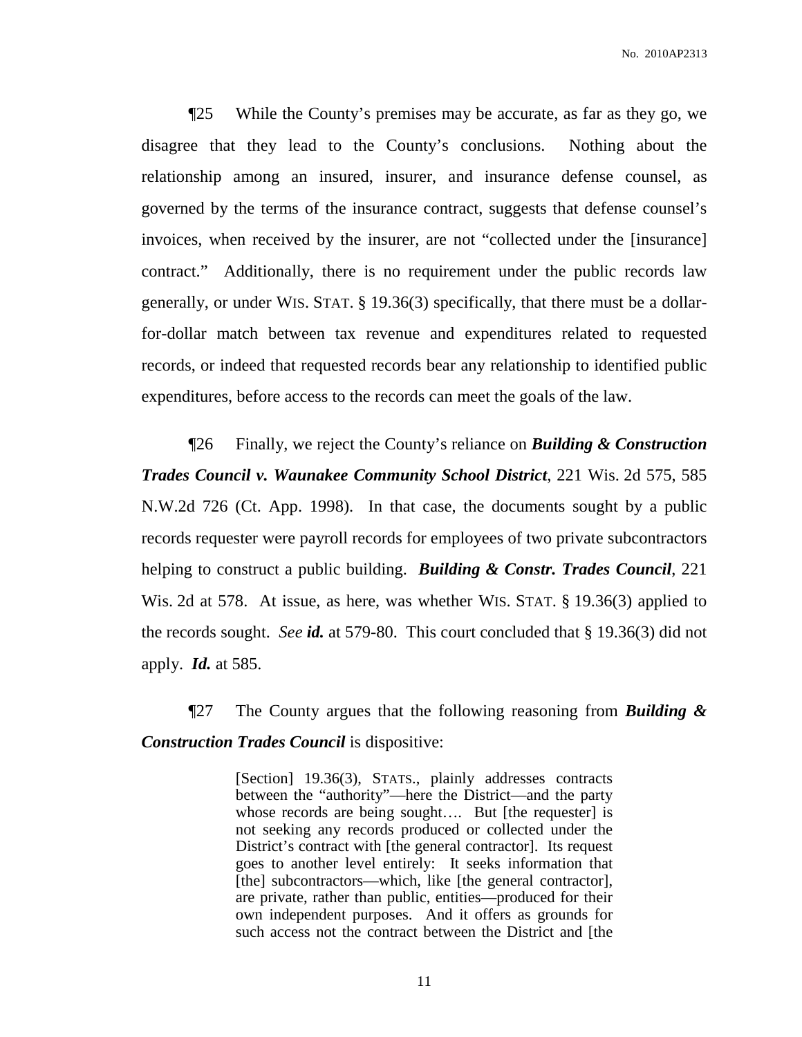¶25 While the County's premises may be accurate, as far as they go, we disagree that they lead to the County's conclusions. Nothing about the relationship among an insured, insurer, and insurance defense counsel, as governed by the terms of the insurance contract, suggests that defense counsel's invoices, when received by the insurer, are not "collected under the [insurance] contract." Additionally, there is no requirement under the public records law generally, or under WIS. STAT. § 19.36(3) specifically, that there must be a dollar-for-dollar match between tax revenue and expenditures related to requested records, or indeed that requested records bear any relationship to identified public expenditures, before access to the records can meet the goals of the law.

¶26 Finally, we reject the County's reliance on ***Building & Construction Trades Council v. Waunakee Community School District***, 221 Wis. 2d 575, 585 N.W.2d 726 (Ct. App. 1998). In that case, the documents sought by a public records requester were payroll records for employees of two private subcontractors helping to construct a public building. ***Building & Constr. Trades Council***, 221 Wis. 2d at 578. At issue, as here, was whether WIS. STAT. § 19.36(3) applied to the records sought. *See* ***id.*** at 579-80. This court concluded that § 19.36(3) did not apply. ***Id.*** at 585.

¶27 The County argues that the following reasoning from ***Building & Construction Trades Council*** is dispositive:

> [Section] 19.36(3), STATS., plainly addresses contracts between the "authority"—here the District—and the party whose records are being sought…. But [the requester] is not seeking any records produced or collected under the District's contract with [the general contractor]. Its request goes to another level entirely: It seeks information that [the] subcontractors—which, like [the general contractor], are private, rather than public, entities—produced for their own independent purposes. And it offers as grounds for such access not the contract between the District and [the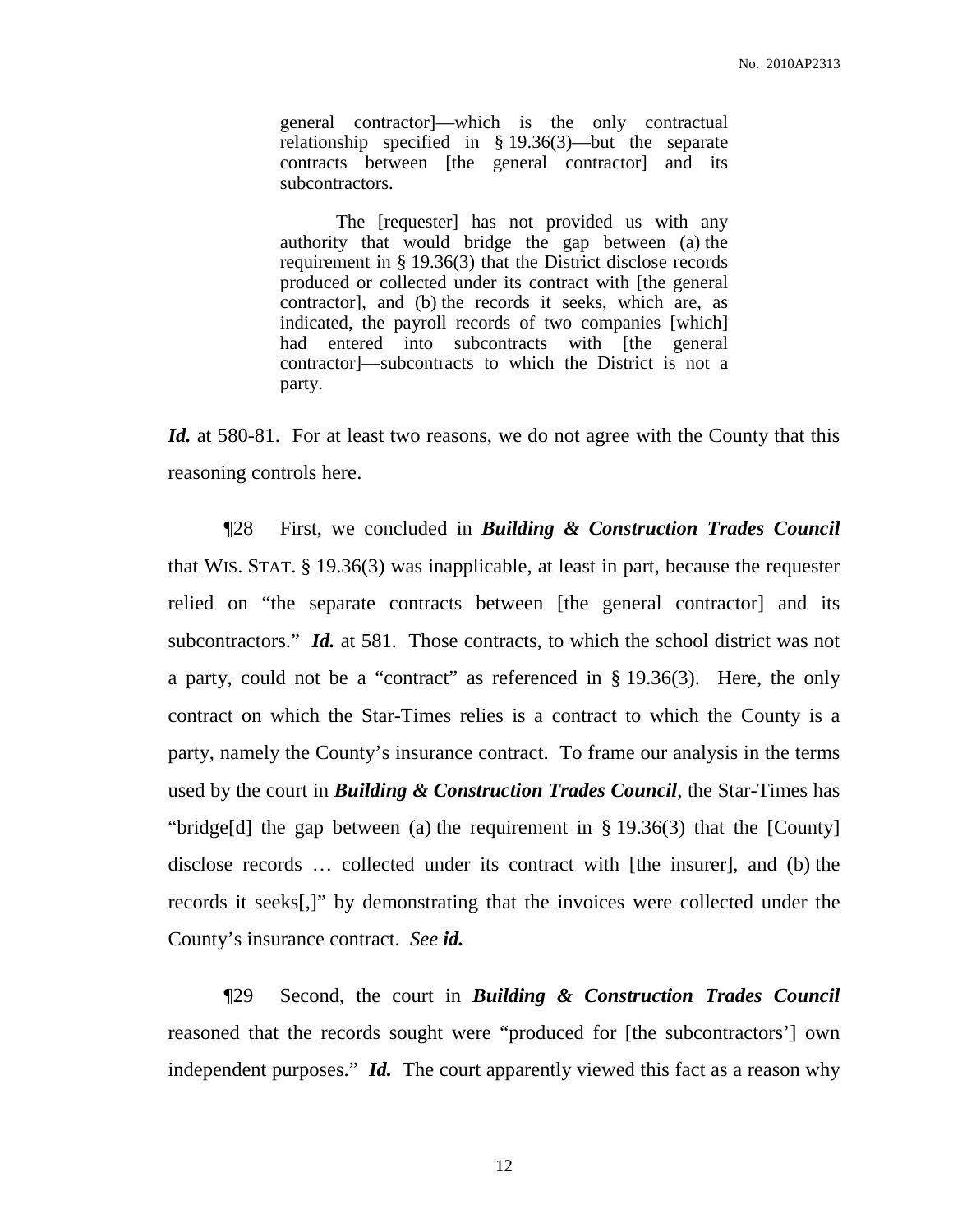> general contractor]—which is the only contractual relationship specified in § 19.36(3)—but the separate contracts between [the general contractor] and its subcontractors.
>
> The [requester] has not provided us with any authority that would bridge the gap between (a) the requirement in § 19.36(3) that the District disclose records produced or collected under its contract with [the general contractor], and (b) the records it seeks, which are, as indicated, the payroll records of two companies [which] had entered into subcontracts with [the general contractor]—subcontracts to which the District is not a party.

***Id.*** at 580-81. For at least two reasons, we do not agree with the County that this reasoning controls here.

¶28 First, we concluded in ***Building & Construction Trades Council*** that WIS. STAT. § 19.36(3) was inapplicable, at least in part, because the requester relied on "the separate contracts between [the general contractor] and its subcontractors." ***Id.*** at 581. Those contracts, to which the school district was not a party, could not be a "contract" as referenced in § 19.36(3). Here, the only contract on which the Star-Times relies is a contract to which the County is a party, namely the County's insurance contract. To frame our analysis in the terms used by the court in ***Building & Construction Trades Council***, the Star-Times has "bridge[d] the gap between (a) the requirement in § 19.36(3) that the [County] disclose records … collected under its contract with [the insurer], and (b) the records it seeks[,]" by demonstrating that the invoices were collected under the County's insurance contract. *See **id.***

¶29 Second, the court in ***Building & Construction Trades Council*** reasoned that the records sought were "produced for [the subcontractors'] own independent purposes." ***Id.*** The court apparently viewed this fact as a reason why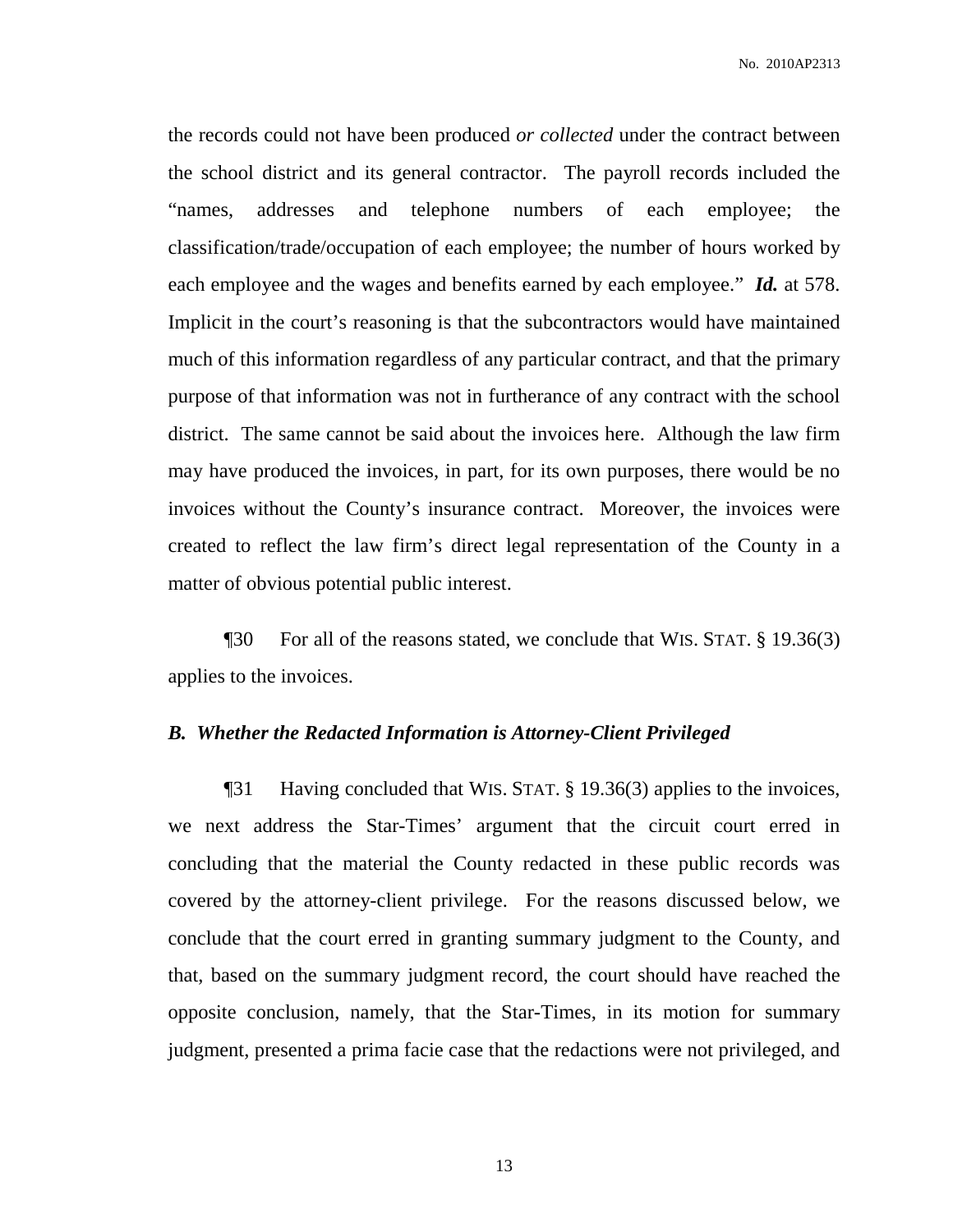the records could not have been produced *or collected* under the contract between the school district and its general contractor. The payroll records included the "names, addresses and telephone numbers of each employee; the classification/trade/occupation of each employee; the number of hours worked by each employee and the wages and benefits earned by each employee." ***Id.*** at 578. Implicit in the court's reasoning is that the subcontractors would have maintained much of this information regardless of any particular contract, and that the primary purpose of that information was not in furtherance of any contract with the school district. The same cannot be said about the invoices here. Although the law firm may have produced the invoices, in part, for its own purposes, there would be no invoices without the County's insurance contract. Moreover, the invoices were created to reflect the law firm's direct legal representation of the County in a matter of obvious potential public interest.

¶30 For all of the reasons stated, we conclude that WIS. STAT. § 19.36(3) applies to the invoices.

### *B. Whether the Redacted Information is Attorney-Client Privileged*

¶31 Having concluded that WIS. STAT. § 19.36(3) applies to the invoices, we next address the Star-Times' argument that the circuit court erred in concluding that the material the County redacted in these public records was covered by the attorney-client privilege. For the reasons discussed below, we conclude that the court erred in granting summary judgment to the County, and that, based on the summary judgment record, the court should have reached the opposite conclusion, namely, that the Star-Times, in its motion for summary judgment, presented a prima facie case that the redactions were not privileged, and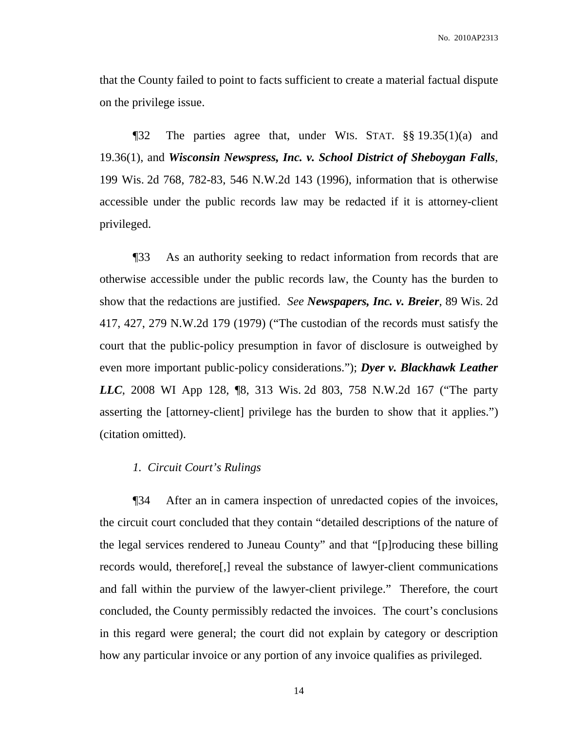that the County failed to point to facts sufficient to create a material factual dispute on the privilege issue.

¶32 The parties agree that, under WIS. STAT. §§ 19.35(1)(a) and 19.36(1), and ***Wisconsin Newspress, Inc. v. School District of Sheboygan Falls***, 199 Wis. 2d 768, 782-83, 546 N.W.2d 143 (1996), information that is otherwise accessible under the public records law may be redacted if it is attorney-client privileged.

¶33 As an authority seeking to redact information from records that are otherwise accessible under the public records law, the County has the burden to show that the redactions are justified. *See* ***Newspapers, Inc. v. Breier***, 89 Wis. 2d 417, 427, 279 N.W.2d 179 (1979) ("The custodian of the records must satisfy the court that the public-policy presumption in favor of disclosure is outweighed by even more important public-policy considerations."); ***Dyer v. Blackhawk Leather LLC***, 2008 WI App 128, ¶8, 313 Wis. 2d 803, 758 N.W.2d 167 ("The party asserting the [attorney-client] privilege has the burden to show that it applies.") (citation omitted).

*1. Circuit Court's Rulings*

¶34 After an in camera inspection of unredacted copies of the invoices, the circuit court concluded that they contain "detailed descriptions of the nature of the legal services rendered to Juneau County" and that "[p]roducing these billing records would, therefore[,] reveal the substance of lawyer-client communications and fall within the purview of the lawyer-client privilege." Therefore, the court concluded, the County permissibly redacted the invoices. The court's conclusions in this regard were general; the court did not explain by category or description how any particular invoice or any portion of any invoice qualifies as privileged.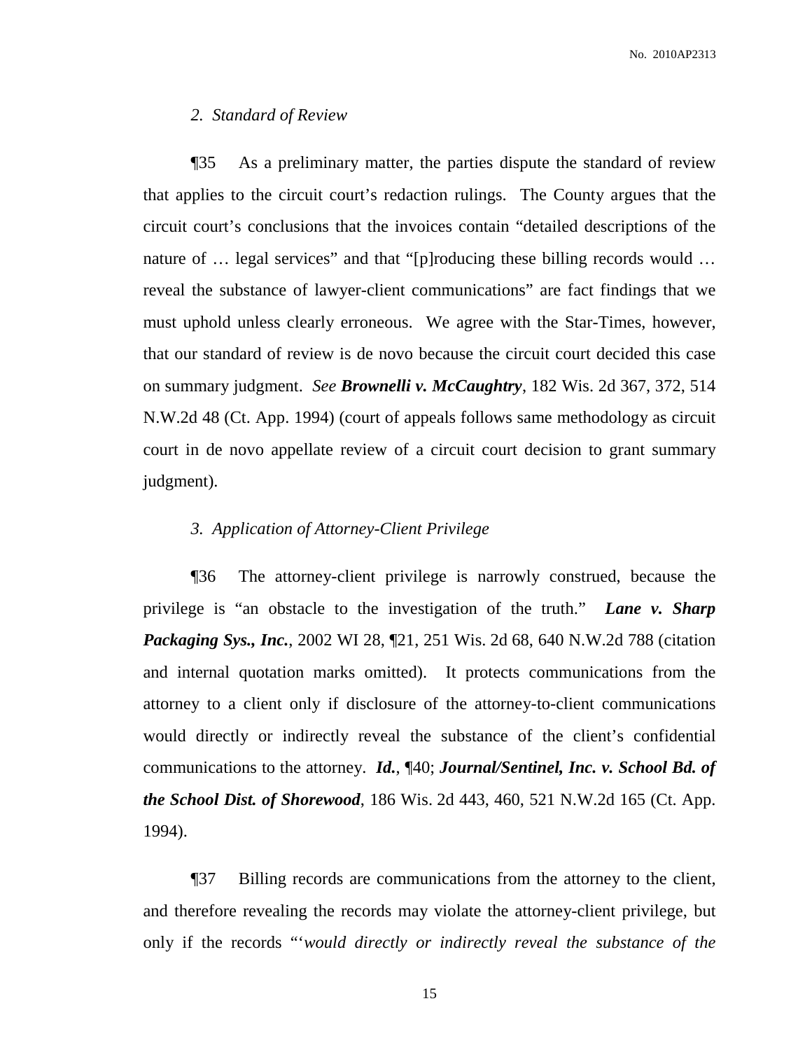*2. Standard of Review*

¶35 As a preliminary matter, the parties dispute the standard of review that applies to the circuit court's redaction rulings. The County argues that the circuit court's conclusions that the invoices contain "detailed descriptions of the nature of … legal services" and that "[p]roducing these billing records would … reveal the substance of lawyer-client communications" are fact findings that we must uphold unless clearly erroneous. We agree with the Star-Times, however, that our standard of review is de novo because the circuit court decided this case on summary judgment. *See* ***Brownelli v. McCaughtry***, 182 Wis. 2d 367, 372, 514 N.W.2d 48 (Ct. App. 1994) (court of appeals follows same methodology as circuit court in de novo appellate review of a circuit court decision to grant summary judgment).

*3. Application of Attorney-Client Privilege*

¶36 The attorney-client privilege is narrowly construed, because the privilege is "an obstacle to the investigation of the truth." ***Lane v. Sharp Packaging Sys., Inc.***, 2002 WI 28, ¶21, 251 Wis. 2d 68, 640 N.W.2d 788 (citation and internal quotation marks omitted). It protects communications from the attorney to a client only if disclosure of the attorney-to-client communications would directly or indirectly reveal the substance of the client's confidential communications to the attorney. ***Id.***, ¶40; ***Journal/Sentinel, Inc. v. School Bd. of the School Dist. of Shorewood***, 186 Wis. 2d 443, 460, 521 N.W.2d 165 (Ct. App. 1994).

¶37 Billing records are communications from the attorney to the client, and therefore revealing the records may violate the attorney-client privilege, but only if the records "'*would directly or indirectly reveal the substance of the*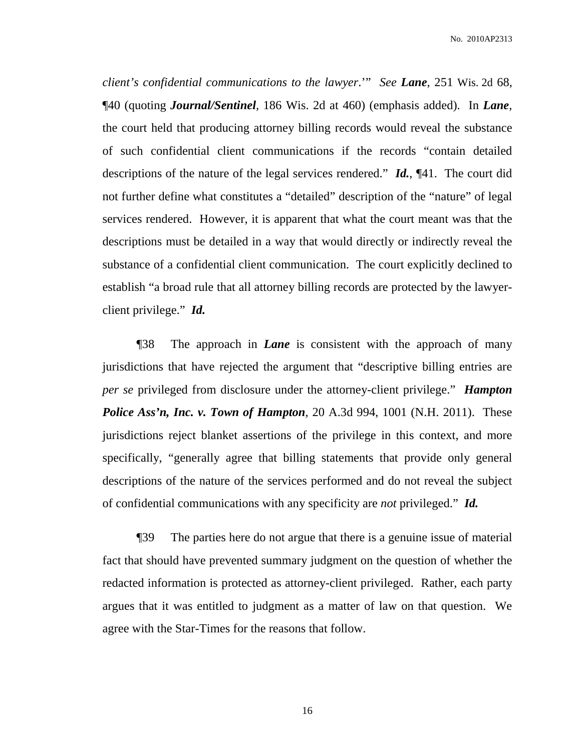*client's confidential communications to the lawyer*.'" *See* ***Lane***, 251 Wis. 2d 68, ¶40 (quoting ***Journal/Sentinel***, 186 Wis. 2d at 460) (emphasis added). In ***Lane***, the court held that producing attorney billing records would reveal the substance of such confidential client communications if the records "contain detailed descriptions of the nature of the legal services rendered." ***Id.***, ¶41. The court did not further define what constitutes a "detailed" description of the "nature" of legal services rendered. However, it is apparent that what the court meant was that the descriptions must be detailed in a way that would directly or indirectly reveal the substance of a confidential client communication. The court explicitly declined to establish "a broad rule that all attorney billing records are protected by the lawyer-client privilege." ***Id.***

¶38 The approach in ***Lane*** is consistent with the approach of many jurisdictions that have rejected the argument that "descriptive billing entries are *per se* privileged from disclosure under the attorney-client privilege." ***Hampton Police Ass'n, Inc. v. Town of Hampton***, 20 A.3d 994, 1001 (N.H. 2011). These jurisdictions reject blanket assertions of the privilege in this context, and more specifically, "generally agree that billing statements that provide only general descriptions of the nature of the services performed and do not reveal the subject of confidential communications with any specificity are *not* privileged." ***Id.***

¶39 The parties here do not argue that there is a genuine issue of material fact that should have prevented summary judgment on the question of whether the redacted information is protected as attorney-client privileged. Rather, each party argues that it was entitled to judgment as a matter of law on that question. We agree with the Star-Times for the reasons that follow.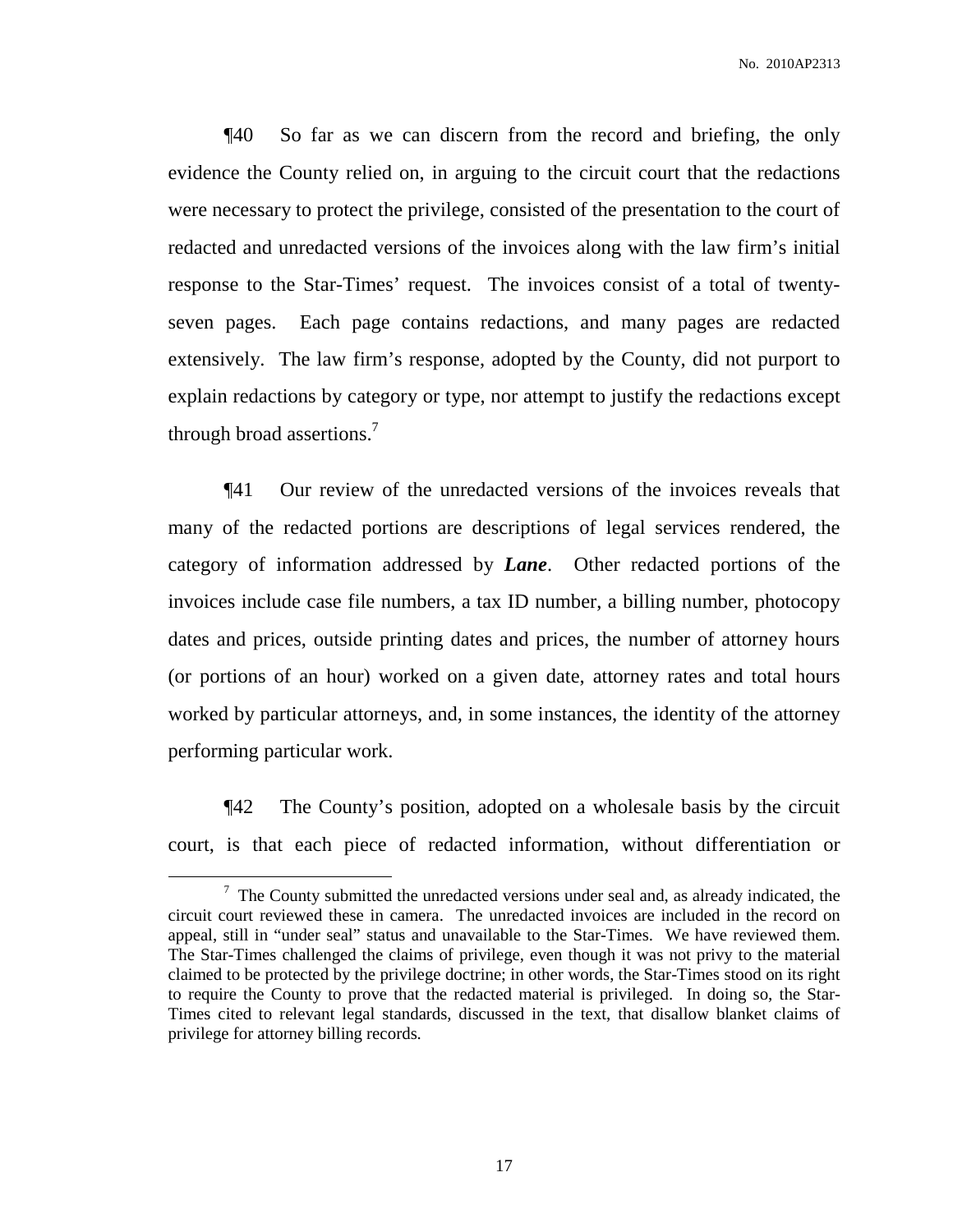¶40 So far as we can discern from the record and briefing, the only evidence the County relied on, in arguing to the circuit court that the redactions were necessary to protect the privilege, consisted of the presentation to the court of redacted and unredacted versions of the invoices along with the law firm's initial response to the Star-Times' request. The invoices consist of a total of twenty-seven pages. Each page contains redactions, and many pages are redacted extensively. The law firm's response, adopted by the County, did not purport to explain redactions by category or type, nor attempt to justify the redactions except through broad assertions.[7]

¶41 Our review of the unredacted versions of the invoices reveals that many of the redacted portions are descriptions of legal services rendered, the category of information addressed by ***Lane***. Other redacted portions of the invoices include case file numbers, a tax ID number, a billing number, photocopy dates and prices, outside printing dates and prices, the number of attorney hours (or portions of an hour) worked on a given date, attorney rates and total hours worked by particular attorneys, and, in some instances, the identity of the attorney performing particular work.

¶42 The County's position, adopted on a wholesale basis by the circuit court, is that each piece of redacted information, without differentiation or

---

[7] The County submitted the unredacted versions under seal and, as already indicated, the circuit court reviewed these in camera. The unredacted invoices are included in the record on appeal, still in "under seal" status and unavailable to the Star-Times. We have reviewed them. The Star-Times challenged the claims of privilege, even though it was not privy to the material claimed to be protected by the privilege doctrine; in other words, the Star-Times stood on its right to require the County to prove that the redacted material is privileged. In doing so, the Star-Times cited to relevant legal standards, discussed in the text, that disallow blanket claims of privilege for attorney billing records.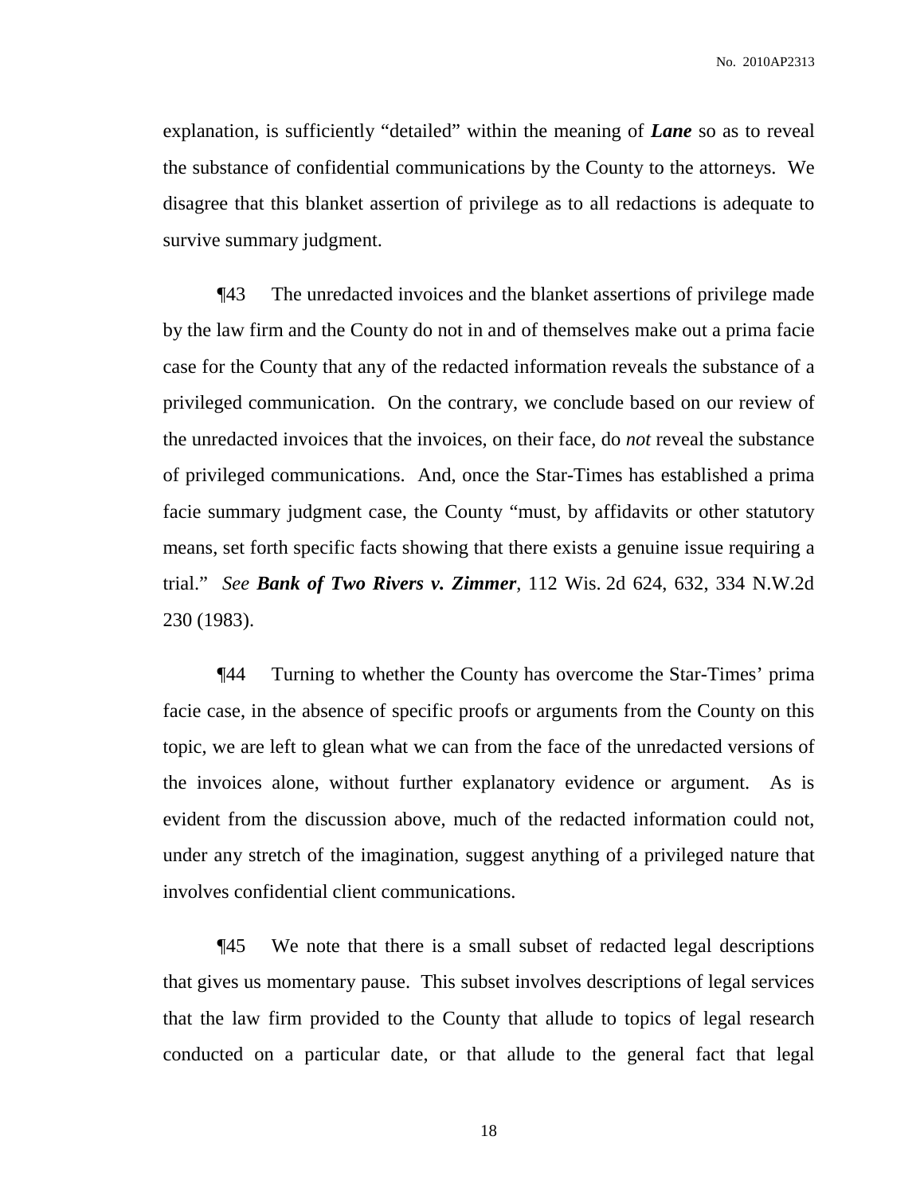explanation, is sufficiently "detailed" within the meaning of ***Lane*** so as to reveal the substance of confidential communications by the County to the attorneys. We disagree that this blanket assertion of privilege as to all redactions is adequate to survive summary judgment.

¶43 The unredacted invoices and the blanket assertions of privilege made by the law firm and the County do not in and of themselves make out a prima facie case for the County that any of the redacted information reveals the substance of a privileged communication. On the contrary, we conclude based on our review of the unredacted invoices that the invoices, on their face, do *not* reveal the substance of privileged communications. And, once the Star-Times has established a prima facie summary judgment case, the County "must, by affidavits or other statutory means, set forth specific facts showing that there exists a genuine issue requiring a trial." *See* ***Bank of Two Rivers v. Zimmer***, 112 Wis. 2d 624, 632, 334 N.W.2d 230 (1983).

¶44 Turning to whether the County has overcome the Star-Times' prima facie case, in the absence of specific proofs or arguments from the County on this topic, we are left to glean what we can from the face of the unredacted versions of the invoices alone, without further explanatory evidence or argument. As is evident from the discussion above, much of the redacted information could not, under any stretch of the imagination, suggest anything of a privileged nature that involves confidential client communications.

¶45 We note that there is a small subset of redacted legal descriptions that gives us momentary pause. This subset involves descriptions of legal services that the law firm provided to the County that allude to topics of legal research conducted on a particular date, or that allude to the general fact that legal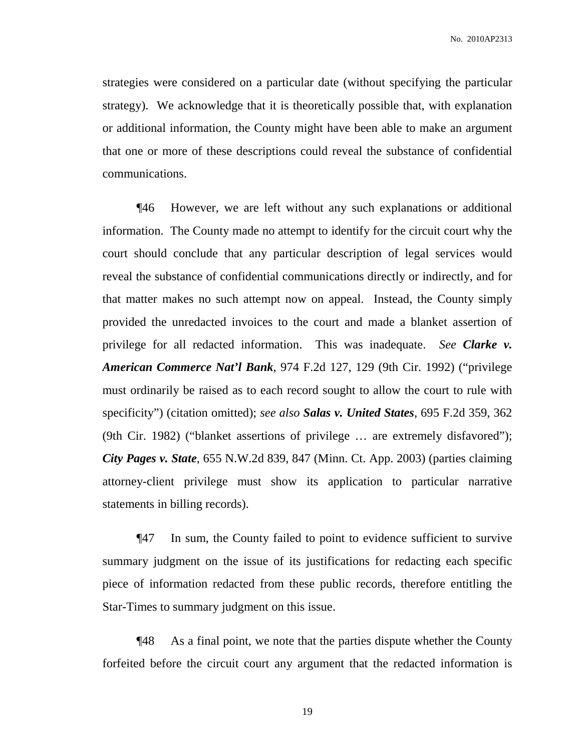strategies were considered on a particular date (without specifying the particular strategy). We acknowledge that it is theoretically possible that, with explanation or additional information, the County might have been able to make an argument that one or more of these descriptions could reveal the substance of confidential communications.

¶46 However, we are left without any such explanations or additional information. The County made no attempt to identify for the circuit court why the court should conclude that any particular description of legal services would reveal the substance of confidential communications directly or indirectly, and for that matter makes no such attempt now on appeal. Instead, the County simply provided the unredacted invoices to the court and made a blanket assertion of privilege for all redacted information. This was inadequate. *See* ***Clarke v. American Commerce Nat'l Bank***, 974 F.2d 127, 129 (9th Cir. 1992) ("privilege must ordinarily be raised as to each record sought to allow the court to rule with specificity") (citation omitted); *see also* ***Salas v. United States***, 695 F.2d 359, 362 (9th Cir. 1982) ("blanket assertions of privilege … are extremely disfavored"); ***City Pages v. State***, 655 N.W.2d 839, 847 (Minn. Ct. App. 2003) (parties claiming attorney-client privilege must show its application to particular narrative statements in billing records).

¶47 In sum, the County failed to point to evidence sufficient to survive summary judgment on the issue of its justifications for redacting each specific piece of information redacted from these public records, therefore entitling the Star-Times to summary judgment on this issue.

¶48 As a final point, we note that the parties dispute whether the County forfeited before the circuit court any argument that the redacted information is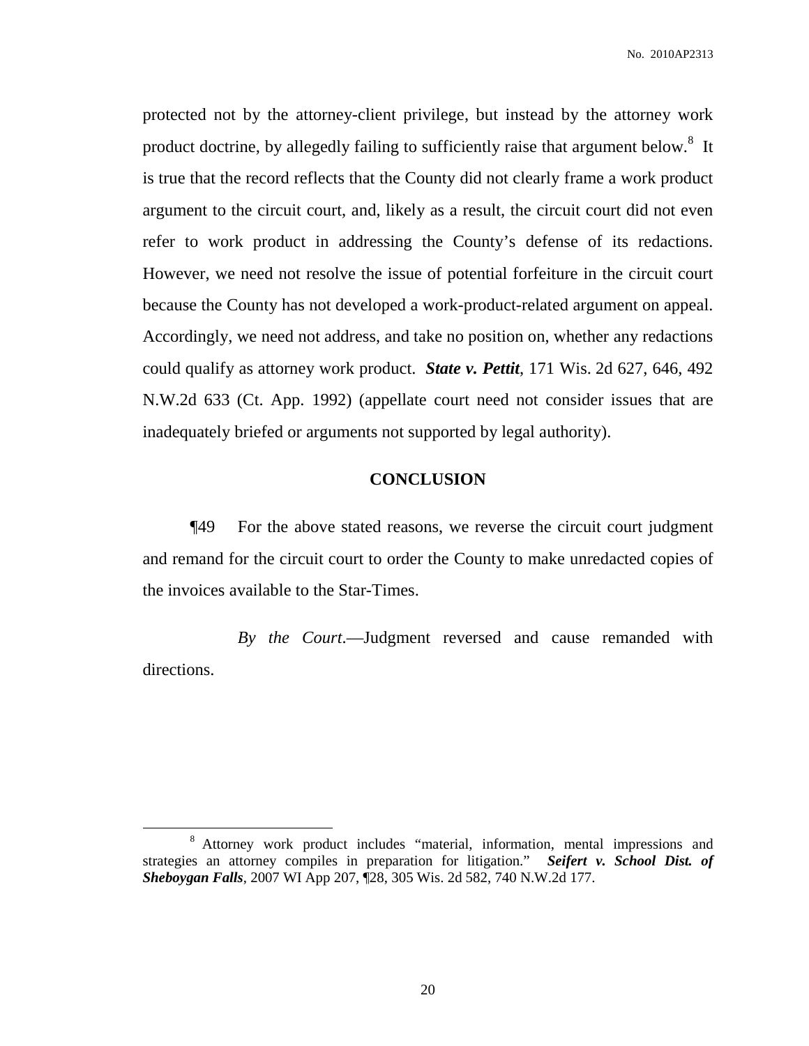protected not by the attorney-client privilege, but instead by the attorney work product doctrine, by allegedly failing to sufficiently raise that argument below.[8] It is true that the record reflects that the County did not clearly frame a work product argument to the circuit court, and, likely as a result, the circuit court did not even refer to work product in addressing the County's defense of its redactions. However, we need not resolve the issue of potential forfeiture in the circuit court because the County has not developed a work-product-related argument on appeal. Accordingly, we need not address, and take no position on, whether any redactions could qualify as attorney work product. ***State v. Pettit***, 171 Wis. 2d 627, 646, 492 N.W.2d 633 (Ct. App. 1992) (appellate court need not consider issues that are inadequately briefed or arguments not supported by legal authority).

## CONCLUSION

¶49 For the above stated reasons, we reverse the circuit court judgment and remand for the circuit court to order the County to make unredacted copies of the invoices available to the Star-Times.

*By the Court.*—Judgment reversed and cause remanded with directions.

---

[8] Attorney work product includes "material, information, mental impressions and strategies an attorney compiles in preparation for litigation." ***Seifert v. School Dist. of Sheboygan Falls***, 2007 WI App 207, ¶28, 305 Wis. 2d 582, 740 N.W.2d 177.